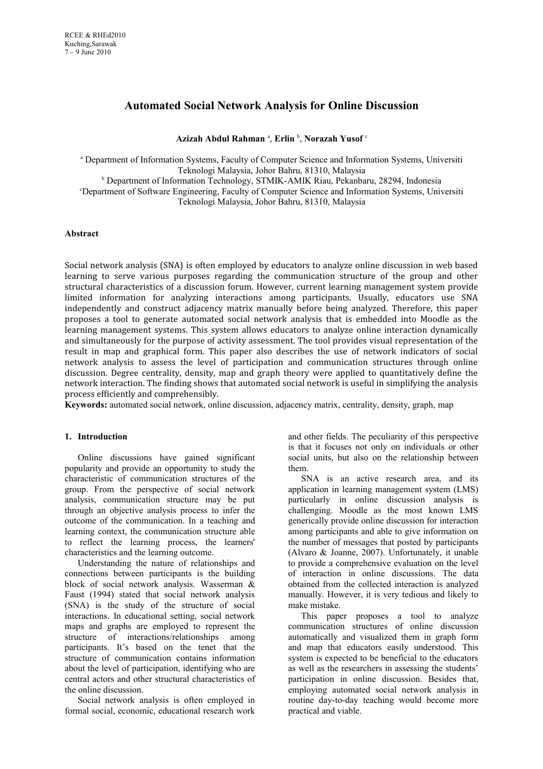# Automated Social Network Analysis for Online Discussion

**Azizah Abdul Rahman** [a], **Erlin** [b], **Norazah Yusof** [c]

[a] Department of Information Systems, Faculty of Computer Science and Information Systems, Universiti Teknologi Malaysia, Johor Bahru, 81310, Malaysia

[b] Department of Information Technology, STMIK-AMIK Riau, Pekanbaru, 28294, Indonesia

[c] Department of Software Engineering, Faculty of Computer Science and Information Systems, Universiti Teknologi Malaysia, Johor Bahru, 81310, Malaysia

## Abstract

Social network analysis (SNA) is often employed by educators to analyze online discussion in web based learning to serve various purposes regarding the communication structure of the group and other structural characteristics of a discussion forum. However, current learning management system provide limited information for analyzing interactions among participants. Usually, educators use SNA independently and construct adjacency matrix manually before being analyzed. Therefore, this paper proposes a tool to generate automated social network analysis that is embedded into Moodle as the learning management systems. This system allows educators to analyze online interaction dynamically and simultaneously for the purpose of activity assessment. The tool provides visual representation of the result in map and graphical form. This paper also describes the use of network indicators of social network analysis to assess the level of participation and communication structures through online discussion. Degree centrality, density, map and graph theory were applied to quantitatively define the network interaction. The finding shows that automated social network is useful in simplifying the analysis process efficiently and comprehensibly.

**Keywords:** automated social network, online discussion, adjacency matrix, centrality, density, graph, map

## 1. Introduction

Online discussions have gained significant popularity and provide an opportunity to study the characteristic of communication structures of the group. From the perspective of social network analysis, communication structure may be put through an objective analysis process to infer the outcome of the communication. In a teaching and learning context, the communication structure able to reflect the learning process, the learners' characteristics and the learning outcome.

Understanding the nature of relationships and connections between participants is the building block of social network analysis. Wasserman & Faust (1994) stated that social network analysis (SNA) is the study of the structure of social interactions. In educational setting, social network maps and graphs are employed to represent the structure of interactions/relationships among participants. It's based on the tenet that the structure of communication contains information about the level of participation, identifying who are central actors and other structural characteristics of the online discussion.

Social network analysis is often employed in formal social, economic, educational research work and other fields. The peculiarity of this perspective is that it focuses not only on individuals or other social units, but also on the relationship between them.

SNA is an active research area, and its application in learning management system (LMS) particularly in online discussion analysis is challenging. Moodle as the most known LMS generically provide online discussion for interaction among participants and able to give information on the number of messages that posted by participants (Alvaro & Joanne, 2007). Unfortunately, it unable to provide a comprehensive evaluation on the level of interaction in online discussions. The data obtained from the collected interaction is analyzed manually. However, it is very tedious and likely to make mistake.

This paper proposes a tool to analyze communication structures of online discussion automatically and visualized them in graph form and map that educators easily understood. This system is expected to be beneficial to the educators as well as the researchers in assessing the students' participation in online discussion. Besides that, employing automated social network analysis in routine day-to-day teaching would become more practical and viable.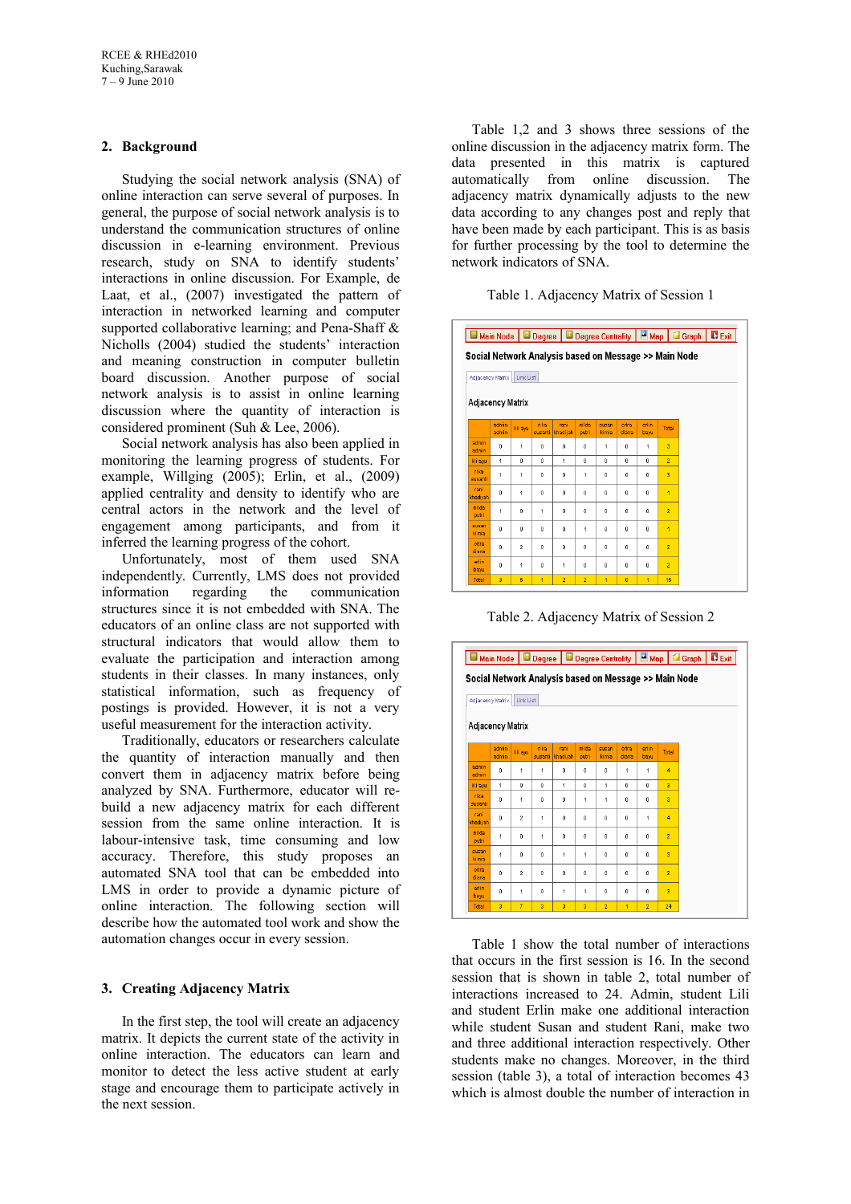## 2. Background

Studying the social network analysis (SNA) of online interaction can serve several of purposes. In general, the purpose of social network analysis is to understand the communication structures of online discussion in e-learning environment. Previous research, study on SNA to identify students' interactions in online discussion. For Example, de Laat, et al., (2007) investigated the pattern of interaction in networked learning and computer supported collaborative learning; and Pena-Shaff & Nicholls (2004) studied the students' interaction and meaning construction in computer bulletin board discussion. Another purpose of social network analysis is to assist in online learning discussion where the students of interaction is considered prominent (Suh & Lee, 2006).

Social network analysis has also been applied in monitoring the learning progress of students. For example, Willging (2005); Erlin, et al., (2009) applied centrality and density to identify who are central actors in the network and the level of engagement among participants, and from it inferred the learning progress of the cohort.

Unfortunately, most of them used SNA independently. Currently, LMS does not provided information regarding the communication structures since it is not embedded with SNA. The educators of an online class are not supported with structural indicators that would allow them to evaluate the participation and interaction among students in their classes. In many instances, only statistical information, such as frequency of postings is provided. However, it is not a very useful measurement for the interaction activity.

Traditionally, educators or researchers calculate the quantity of interaction manually and then convert them in adjacency matrix before being analyzed by SNA. Furthermore, educator will re-build a new adjacency matrix for each different session from the same online interaction. It is labour-intensive task, time consuming and low accuracy. Therefore, this study proposes an automated SNA tool that can be embedded into LMS in order to provide a dynamic picture of online interaction. The following section will describe how the automated tool work and show the automation changes occur in every session.

## 3. Creating Adjacency Matrix

In the first step, the tool will create an adjacency matrix. It depicts the current state of the activity in online interaction. The educators can learn and monitor to detect the less active student at early stage and encourage them to participate actively in the next session.

Table 1,2 and 3 shows three sessions of the online discussion in the adjacency matrix form. The data presented in this matrix is captured automatically from online discussion. The adjacency matrix dynamically adjusts to the new data according to any changes post and reply that have been made by each participant. This is as basis for further processing by the tool to determine the network indicators of SNA.

Table 1. Adjacency Matrix of Session 1

Main Node | Degree | Degree Centrality | Map | Graph | Exit

**Social Network Analysis based on Message >> Main Node**

Adjacency Matrix | Link List

**Adjacency Matrix**

| | admin admin | lili ayu | nika susanti | rani khadijah | nilda putri | susan kimia | citra diana | erlin bayu | Total |
|---|---|---|---|---|---|---|---|---|---|
| admin admin | 0 | 1 | 0 | 0 | 0 | 1 | 0 | 1 | 3 |
| lili ayu | 1 | 0 | 0 | 1 | 0 | 0 | 0 | 0 | 2 |
| nika susanti | 1 | 1 | 0 | 0 | 1 | 0 | 0 | 0 | 3 |
| rani khadijah | 0 | 1 | 0 | 0 | 0 | 0 | 0 | 0 | 1 |
| nilda putri | 1 | 0 | 1 | 0 | 0 | 0 | 0 | 0 | 2 |
| susan kimia | 0 | 0 | 0 | 0 | 1 | 0 | 0 | 0 | 1 |
| citra diana | 0 | 2 | 0 | 0 | 0 | 0 | 0 | 0 | 2 |
| erlin bayu | 0 | 1 | 0 | 1 | 0 | 0 | 0 | 0 | 2 |
| Total | 3 | 6 | 1 | 2 | 2 | 1 | 0 | 1 | 16 |

Table 2. Adjacency Matrix of Session 2

Main Node | Degree | Degree Centrality | Map | Graph | Exit

**Social Network Analysis based on Message >> Main Node**

Adjacency Matrix | Link List

**Adjacency Matrix**

| | admin admin | lili ayu | nika susanti | rani khadijah | nilda putri | susan kimia | citra diana | erlin bayu | Total |
|---|---|---|---|---|---|---|---|---|---|
| admin admin | 0 | 1 | 1 | 0 | 0 | 0 | 1 | 1 | 4 |
| lili ayu | 1 | 0 | 0 | 1 | 0 | 1 | 0 | 0 | 3 |
| nika susanti | 0 | 1 | 0 | 0 | 1 | 1 | 0 | 0 | 3 |
| rani khadijah | 0 | 2 | 1 | 0 | 0 | 0 | 0 | 1 | 4 |
| nilda putri | 1 | 0 | 1 | 0 | 0 | 0 | 0 | 0 | 2 |
| susan kimia | 1 | 0 | 0 | 1 | 1 | 0 | 0 | 0 | 3 |
| citra diana | 0 | 2 | 0 | 0 | 0 | 0 | 0 | 0 | 2 |
| erlin bayu | 0 | 1 | 0 | 1 | 1 | 0 | 0 | 0 | 3 |
| Total | 3 | 7 | 3 | 3 | 3 | 2 | 1 | 2 | 24 |

Table 1 show the total number of interactions that occurs in the first session is 16. In the second session that is shown in table 2, total number of interactions increased to 24. Admin, student Lili and student Erlin make one additional interaction while student Susan and student Rani, make two and three additional interaction respectively. Other students make no changes. Moreover, in the third session (table 3), a total of interaction becomes 43 which is almost double the number of interaction in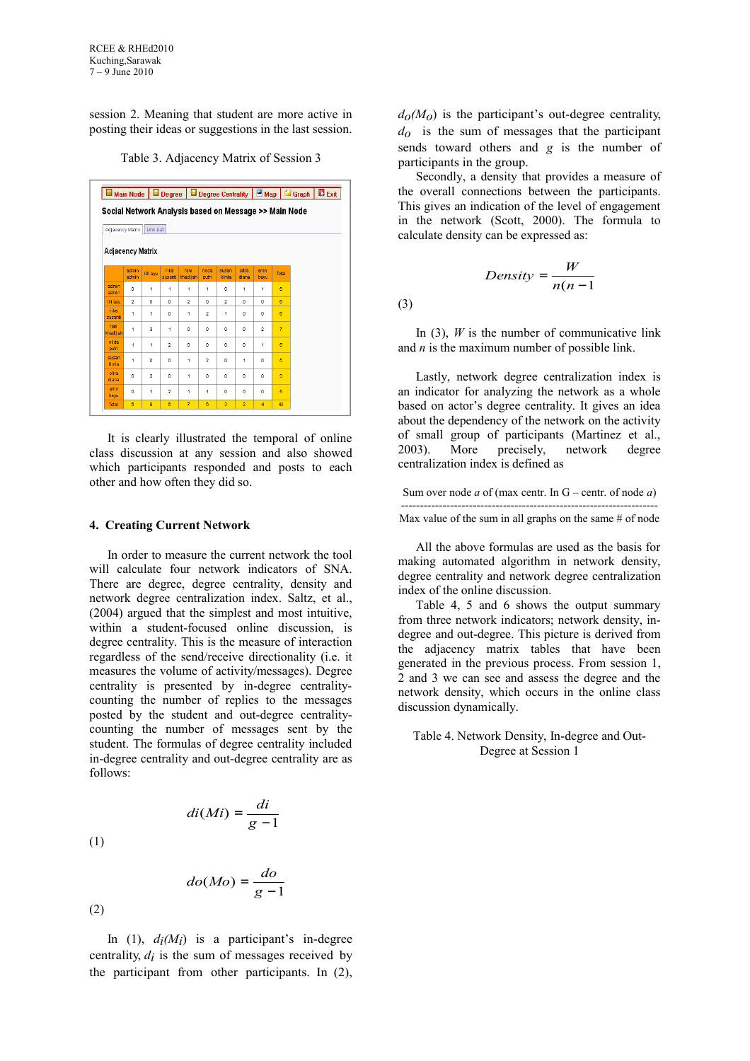session 2. Meaning that student are more active in posting their ideas or suggestions in the last session.

Table 3. Adjacency Matrix of Session 3

Main Node | Degree | Degree Centrality | Map | Graph | Exit

**Social Network Analysis based on Message >> Main Node**

Adjacency Matrix | Link List

Adjacency Matrix

| | admin admin | lili ayu | nika susanti | rani khadijah | nida putri | susan kimia | ditra diana | erlin bayu | Total |
|---|---|---|---|---|---|---|---|---|---|
| admin admin | 0 | 1 | 1 | 1 | 1 | 0 | 1 | 1 | 6 |
| lili ayu | 2 | 0 | 0 | 2 | 0 | 2 | 0 | 0 | 6 |
| nika susanti | 1 | 1 | 0 | 1 | 2 | 1 | 0 | 0 | 6 |
| rani khadijah | 1 | 3 | 1 | 0 | 0 | 0 | 0 | 2 | 7 |
| nida putri | 1 | 1 | 2 | 0 | 0 | 0 | 0 | 1 | 5 |
| susan kimia | 1 | 0 | 0 | 1 | 2 | 0 | 1 | 0 | 5 |
| ditra diana | 0 | 2 | 0 | 1 | 0 | 0 | 0 | 0 | 3 |
| erlin bayu | 0 | 1 | 2 | 1 | 1 | 0 | 0 | 0 | 5 |
| Total | 6 | 9 | 6 | 7 | 6 | 3 | 2 | 4 | 43 |

It is clearly illustrated the temporal of online class discussion at any session and also showed which participants responded and posts to each other and how often they did so.

## 4. Creating Current Network

In order to measure the current network the tool will calculate four network indicators of SNA. There are degree, degree centrality, density and network degree centralization index. Saltz, et al., (2004) argued that the simplest and most intuitive, within a student-focused online discussion, is degree centrality. This is the measure of interaction regardless of the send/receive directionality (i.e. it measures the volume of activity/messages). Degree centrality is presented by in-degree centrality-counting the number of replies to the messages posted by the student and out-degree centrality-counting the number of messages sent by the student. The formulas of degree centrality included in-degree centrality and out-degree centrality are as follows:

$$di(Mi) = \frac{di}{g-1}$$

(1)

$$do(Mo) = \frac{do}{g-1}$$

(2)

In (1), $d_i(M_i)$ is a participant's in-degree centrality, $d_i$ is the sum of messages received by the participant from other participants. In (2), $d_O(M_O)$ is the participant's out-degree centrality, $d_O$ is the sum of messages that the participant sends toward others and $g$ is the number of participants in the group.

Secondly, a density that provides a measure of the overall connections between the participants. This gives an indication of the level of engagement in the network (Scott, 2000). The formula to calculate density can be expressed as:

$$Density = \frac{W}{n(n-1)}$$

(3)

In (3), $W$ is the number of communicative link and $n$ is the maximum number of possible link.

Lastly, network degree centralization index is an indicator for analyzing the network as a whole based on actor's degree centrality. It gives an idea about the dependency of the network on the activity of small group of participants (Martinez et al., 2003). More precisely, network degree centralization index is defined as

Sum over node *a* of (max centr. In G – centr. of node *a*)
--------------------------------------------------------------------
Max value of the sum in all graphs on the same # of node

All the above formulas are used as the basis for making automated algorithm in network density, degree centrality and network degree centralization index of the online discussion.

Table 4, 5 and 6 shows the output summary from three network indicators; network density, in-degree and out-degree. This picture is derived from the adjacency matrix tables that have been generated in the previous process. From session 1, 2 and 3 we can see and assess the degree and the network density, which occurs in the online class discussion dynamically.

Table 4. Network Density, In-degree and Out-Degree at Session 1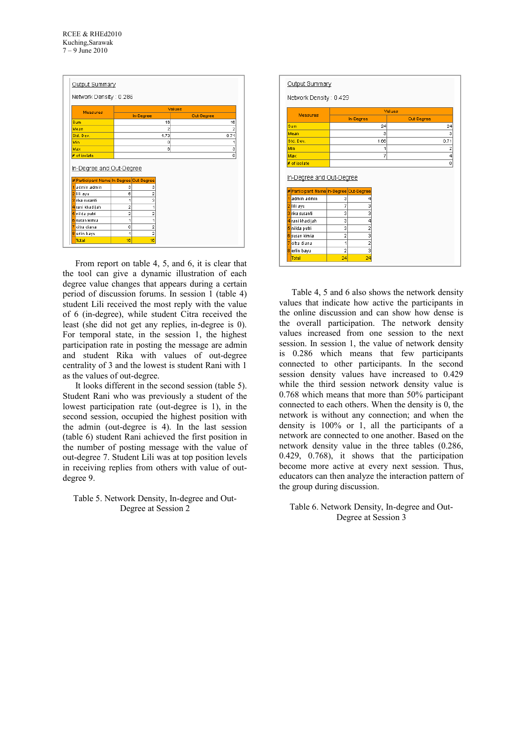| Output Summary | | |
|---|---|---|
| Network Density : 0.286 | | |

| Measures | Values | |
|---|---|---|
| | In-Degree | Out-Degree |
| Sum | 16 | 16 |
| Mean | 2 | 2 |
| Std. Dev. | 1.73 | 0.71 |
| Min | 0 | 1 |
| Max | 6 | 3 |
| # of isolate | | 0 |

In-Degree and Out-Degree

| # | Participant Name | In-Degree | Out-Degree |
|---|---|---|---|
| 1 | admin admin | 3 | 3 |
| 2 | lili ayu | 6 | 2 |
| 3 | rika susanti | 1 | 3 |
| 4 | rani khadijah | 2 | 1 |
| 5 | nilda putri | 2 | 2 |
| 6 | susan kimia | 1 | 1 |
| 7 | citra diana | 0 | 2 |
| 8 | erlin bayu | 1 | 2 |
| | Total | 16 | 16 |

From report on table 4, 5, and 6, it is clear that the tool can give a dynamic illustration of each degree value changes that appears during a certain period of discussion forums. In session 1 (table 4) student Lili received the most reply with the value of 6 (in-degree), while student Citra received the least (she did not get any replies, in-degree is 0). For temporal state, in the session 1, the highest participation rate in posting the message are admin and student Rika with values of out-degree centrality of 3 and the lowest is student Rani with 1 as the values of out-degree.

It looks different in the second session (table 5). Student Rani who was previously a student of the lowest participation rate (out-degree is 1), in the second session, occupied the highest position with the admin (out-degree is 4). In the last session (table 6) student Rani achieved the first position in the number of posting message with the value of out-degree 7. Student Lili was at top position levels in receiving replies from others with value of out-degree 9.

Table 5. Network Density, In-degree and Out-Degree at Session 2

| Output Summary | | |
|---|---|---|
| Network Density : 0.429 | | |

| Measures | Values | |
|---|---|---|
| | In-Degree | Out-Degree |
| Sum | 24 | 24 |
| Mean | 3 | 3 |
| Std. Dev. | 1.60 | 0.71 |
| Min | 1 | 2 |
| Max | 7 | 4 |
| # of isolate | | 0 |

In-Degree and Out-Degree

| # | Participant Name | In-Degree | Out-Degree |
|---|---|---|---|
| 1 | admin admin | 3 | 4 |
| 2 | lili ayu | 7 | 3 |
| 3 | rika susanti | 3 | 3 |
| 4 | rani khadijah | 3 | 4 |
| 5 | nilda putri | 3 | 2 |
| 6 | susan kimia | 2 | 3 |
| 7 | citra diana | 1 | 2 |
| 8 | erlin bayu | 2 | 3 |
| | Total | 24 | 24 |

Table 4, 5 and 6 also shows the network density values that indicate how active the participants in the online discussion and can show how dense is the overall participation. The network density values increased from one session to the next session. In session 1, the value of network density is 0.286 which means that few participants connected to other participants. In the second session density values have increased to 0.429 while the third session network density value is 0.768 which means that more than 50% participant connected to each others. When the density is 0, the network is without any connection; and when the density is 100% or 1, all the participants of a network are connected to one another. Based on the network density value in the three tables (0.286, 0.429, 0.768), it shows that the participation become more active at every next session. Thus, educators can then analyze the interaction pattern of the group during discussion.

Table 6. Network Density, In-degree and Out-Degree at Session 3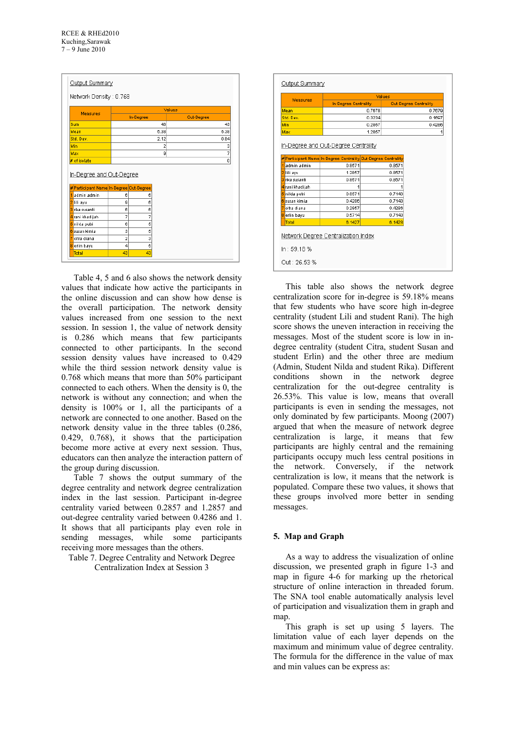Output Summary

Network Density : 0.768

| Measures | Values | |
|---|---|---|
| | In-Degree | Out-Degree |
| Sum | 43 | 43 |
| Mean | 5.38 | 5.38 |
| Std. Dev. | 2.12 | 0.84 |
| Min | 2 | 3 |
| Max | 9 | 7 |
| # of isolate | | 0 |

In-Degree and Out-Degree

| # | Participant Name | In-Degree | Out-Degree |
|---|---|---|---|
| 1 | admin admin | 6 | 6 |
| 2 | lili ayu | 9 | 6 |
| 3 | rika susanti | 6 | 6 |
| 4 | rani khadijah | 7 | 7 |
| 5 | nilda putri | 6 | 5 |
| 6 | susan kimia | 3 | 5 |
| 7 | citra diana | 2 | 3 |
| 8 | erlin bayu | 4 | 5 |
| | Total | 43 | 43 |

Table 4, 5 and 6 also shows the network density values that indicate how active the participants in the online discussion and can show how dense is the overall participation. The network density values increased from one session to the next session. In session 1, the value of network density is 0.286 which means that few participants connected to other participants. In the second session density values have increased to 0.429 while the third session network density value is 0.768 which means that more than 50% participant connected to each others. When the density is 0, the network is without any connection; and when the density is 100% or 1, all the participants of a network are connected to one another. Based on the network density value in the three tables (0.286, 0.429, 0.768), it shows that the participation become more active at every next session. Thus, educators can then analyze the interaction pattern of the group during discussion.

Table 7 shows the output summary of the degree centrality and network degree centralization index in the last session. Participant in-degree centrality varied between 0.2857 and 1.2857 and out-degree centrality varied between 0.4286 and 1. It shows that all participants play even role in sending messages, while some participants receiving more messages than the others.

Table 7. Degree Centrality and Network Degree Centralization Index at Session 3

Output Summary

| Measures | Values | |
|---|---|---|
| | In-Degree Centrality | Out-Degree Centrality |
| Mean | 0.7678 | 0.7679 |
| Std. Dev. | 0.3234 | 0.1607 |
| Min | 0.2857 | 0.4286 |
| Max | 1.2857 | 1 |

In-Degree and Out-Degree Centrality

| # | Participant Name | In-Degree Centrality | Out-Degree Centrality |
|---|---|---|---|
| 1 | admin admin | 0.8571 | 0.8571 |
| 2 | lili ayu | 1.2857 | 0.8571 |
| 3 | rika susanti | 0.8571 | 0.8571 |
| 4 | rani khadijah | 1 | 1 |
| 5 | nilda putri | 0.8571 | 0.7143 |
| 6 | susan kimia | 0.4286 | 0.7143 |
| 7 | citra diana | 0.2857 | 0.4286 |
| 8 | erlin bayu | 0.5714 | 0.7143 |
| | Total | 6.1427 | 6.1428 |

Network Degree Centralization Index

In : 59.18 %

Out : 26.53 %

This table also shows the network degree centralization score for in-degree is 59.18% means that few students who have score high in-degree centrality (student Lili and student Rani). The high score shows the uneven interaction in receiving the messages. Most of the student score is low in in-degree centrality (student Citra, student Susan and student Erlin) and the other three are medium (Admin, Student Nilda and student Rika). Different conditions shown in the network degree centralization for the out-degree centrality is 26.53%. This value is low, means that overall participants is even in sending the messages, not only dominated by few participants. Moong (2007) argued that when the measure of network degree centralization is large, it means that few participants are highly central and the remaining participants occupy much less central positions in the network. Conversely, if the network centralization is low, it means that the network is populated. Compare these two values, it shows that these groups involved more better in sending messages.

## 5. Map and Graph

As a way to address the visualization of online discussion, we presented graph in figure 1-3 and map in figure 4-6 for marking up the rhetorical structure of online interaction in threaded forum. The SNA tool enable automatically analysis level of participation and visualization them in graph and map.

This graph is set up using 5 layers. The limitation value of each layer depends on the maximum and minimum value of degree centrality. The formula for the difference in the value of max and min values can be express as: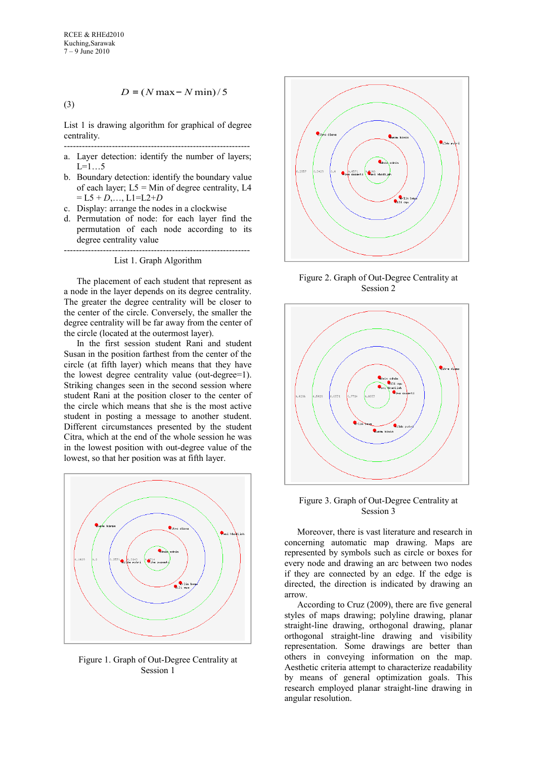$$D = (N\max - N\min)/5 \quad (3)$$

List 1 is drawing algorithm for graphical of degree centrality.

---

a. Layer detection: identify the number of layers; L=1…5
b. Boundary detection: identify the boundary value of each layer; L5 = Min of degree centrality, L4 = L5 + *D*,…, L1=L2+*D*
c. Display: arrange the nodes in a clockwise
d. Permutation of node: for each layer find the permutation of each node according to its degree centrality value

---

List 1. Graph Algorithm

The placement of each student that represent as a node in the layer depends on its degree centrality. The greater the degree centrality will be closer to the center of the circle. Conversely, the smaller the degree centrality will be far away from the center of the circle (located at the outermost layer).

In the first session student Rani and student Susan in the position farthest from the center of the circle (at fifth layer) which means that they have the lowest degree centrality value (out-degree=1). Striking changes seen in the second session where student Rani at the position closer to the center of the circle which means that she is the most active student in posting a message to another student. Different circumstances presented by the student Citra, which at the end of the whole session he was in the lowest position with out-degree value of the lowest, so that her position was at fifth layer.

Figure 1. Graph of Out-Degree Centrality at Session 1

Figure 2. Graph of Out-Degree Centrality at Session 2

Figure 3. Graph of Out-Degree Centrality at Session 3

Moreover, there is vast literature and research in concerning automatic map drawing. Maps are represented by symbols such as circle or boxes for every node and drawing an arc between two nodes if they are connected by an edge. If the edge is directed, the direction is indicated by drawing an arrow.

According to Cruz (2009), there are five general styles of maps drawing; polyline drawing, planar straight-line drawing, orthogonal drawing, planar orthogonal straight-line drawing and visibility representation. Some drawings are better than others in conveying information on the map. Aesthetic criteria attempt to characterize readability by means of general optimization goals. This research employed planar straight-line drawing in angular resolution.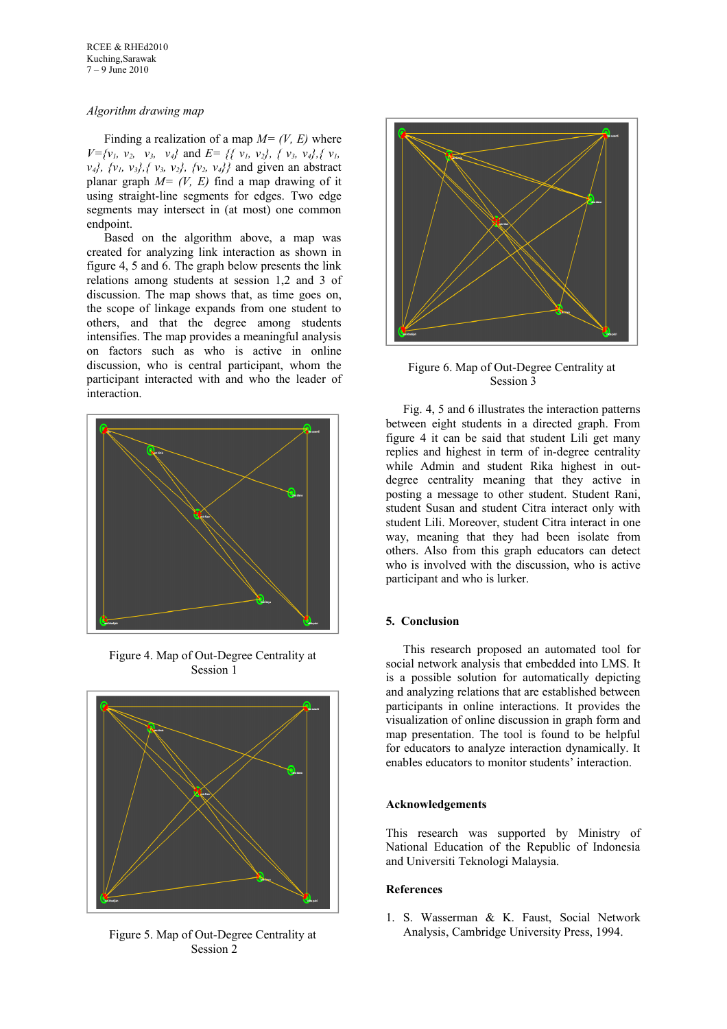*Algorithm drawing map*

Finding a realization of a map $M= (V, E)$ where $V=\{v_1, v_2, v_3, v_4\}$ and $E= \{\{v_1, v_2\}, \{v_3, v_4\}, \{v_1, v_4\}, \{v_1, v_3\}, \{v_3, v_2\}, \{v_2, v_4\}\}$ and given an abstract planar graph $M= (V, E)$ find a map drawing of it using straight-line segments for edges. Two edge segments may intersect in (at most) one common endpoint.

Based on the algorithm above, a map was created for analyzing link interaction as shown in figure 4, 5 and 6. The graph below presents the link relations among students at session 1,2 and 3 of discussion. The map shows that, as time goes on, the scope of linkage expands from one student to others, and that the degree among students intensifies. The map provides a meaningful analysis on factors such as who is active in online discussion, who is central participant, whom the participant interacted with and who the leader of interaction.

Figure 4. Map of Out-Degree Centrality at Session 1

Figure 5. Map of Out-Degree Centrality at Session 2

Figure 6. Map of Out-Degree Centrality at Session 3

Fig. 4, 5 and 6 illustrates the interaction patterns between eight students in a directed graph. From figure 4 it can be said that student Lili get many replies and highest in term of in-degree centrality while Admin and student Rika highest in out-degree centrality meaning that they active in posting a message to other student. Student Rani, student Susan and student Citra interact only with student Lili. Moreover, student Citra interact in one way, meaning that they had been isolate from others. Also from this graph educators can detect who is involved with the discussion, who is active participant and who is lurker.

## 5. Conclusion

This research proposed an automated tool for social network analysis that embedded into LMS. It is a possible solution for automatically depicting and analyzing relations that are established between participants in online interactions. It provides the visualization of online discussion in graph form and map presentation. The tool is found to be helpful for educators to analyze interaction dynamically. It enables educators to monitor students' interaction.

## Acknowledgements

This research was supported by Ministry of National Education of the Republic of Indonesia and Universiti Teknologi Malaysia.

## References

1. S. Wasserman & K. Faust, Social Network Analysis, Cambridge University Press, 1994.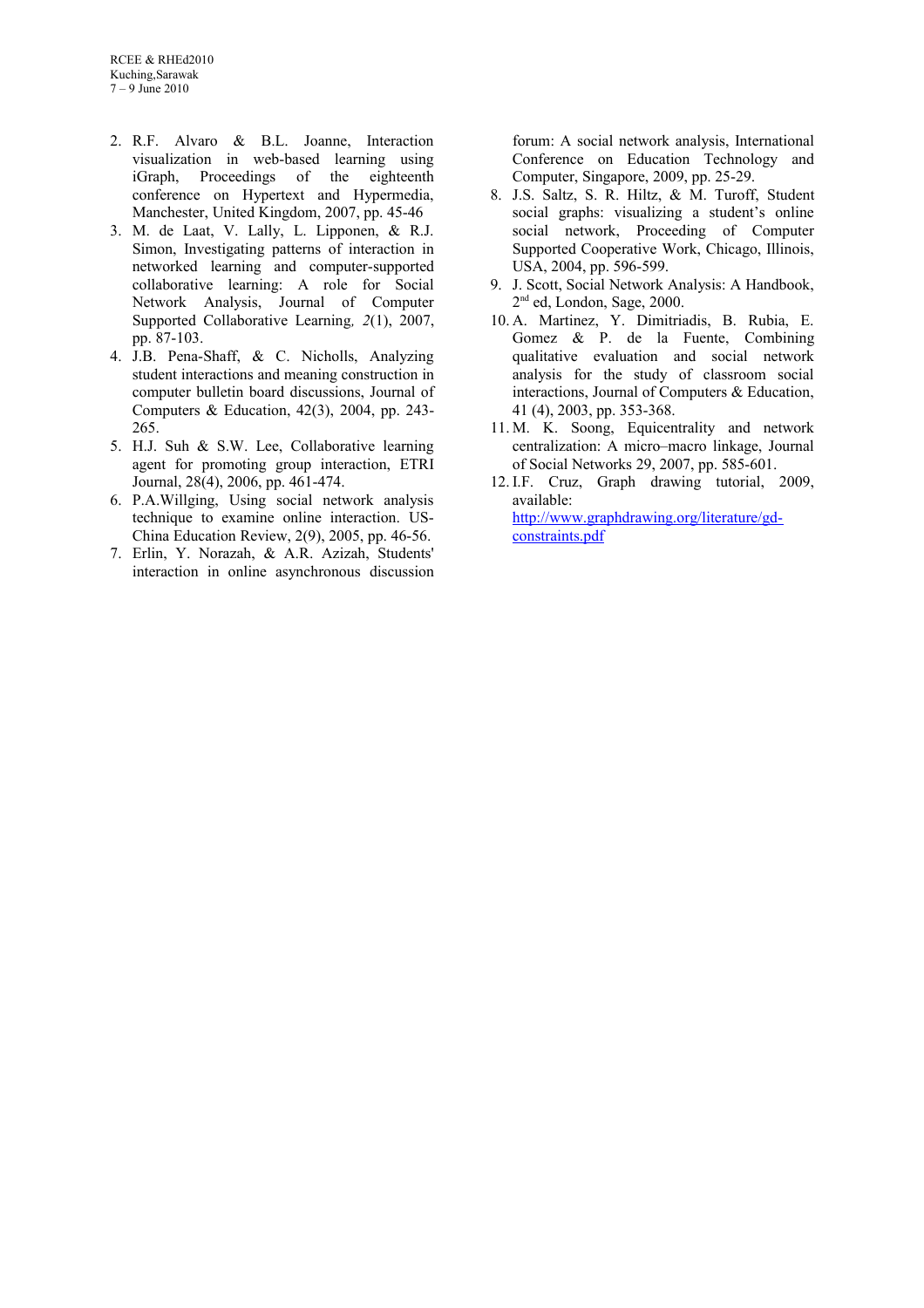2. R.F. Alvaro & B.L. Joanne, Interaction visualization in web-based learning using iGraph, Proceedings of the eighteenth conference on Hypertext and Hypermedia, Manchester, United Kingdom, 2007, pp. 45-46
3. M. de Laat, V. Lally, L. Lipponen, & R.J. Simon, Investigating patterns of interaction in networked learning and computer-supported collaborative learning: A role for Social Network Analysis, Journal of Computer Supported Collaborative Learning*, 2*(1), 2007, pp. 87-103.
4. J.B. Pena-Shaff, & C. Nicholls, Analyzing student interactions and meaning construction in computer bulletin board discussions, Journal of Computers & Education, 42(3), 2004, pp. 243-265.
5. H.J. Suh & S.W. Lee, Collaborative learning agent for promoting group interaction, ETRI Journal, 28(4), 2006, pp. 461-474.
6. P.A.Willging, Using social network analysis technique to examine online interaction. US-China Education Review, 2(9), 2005, pp. 46-56.
7. Erlin, Y. Norazah, & A.R. Azizah, Students' interaction in online asynchronous discussion forum: A social network analysis, International Conference on Education Technology and Computer, Singapore, 2009, pp. 25-29.
8. J.S. Saltz, S. R. Hiltz, & M. Turoff, Student social graphs: visualizing a student's online social network, Proceeding of Computer Supported Cooperative Work, Chicago, Illinois, USA, 2004, pp. 596-599.
9. J. Scott, Social Network Analysis: A Handbook, 2nd ed, London, Sage, 2000.
10. A. Martinez, Y. Dimitriadis, B. Rubia, E. Gomez & P. de la Fuente, Combining qualitative evaluation and social network analysis for the study of classroom social interactions, Journal of Computers & Education, 41 (4), 2003, pp. 353-368.
11. M. K. Soong, Equicentrality and network centralization: A micro–macro linkage, Journal of Social Networks 29, 2007, pp. 585-601.
12. I.F. Cruz, Graph drawing tutorial, 2009, available: http://www.graphdrawing.org/literature/gd-constraints.pdf